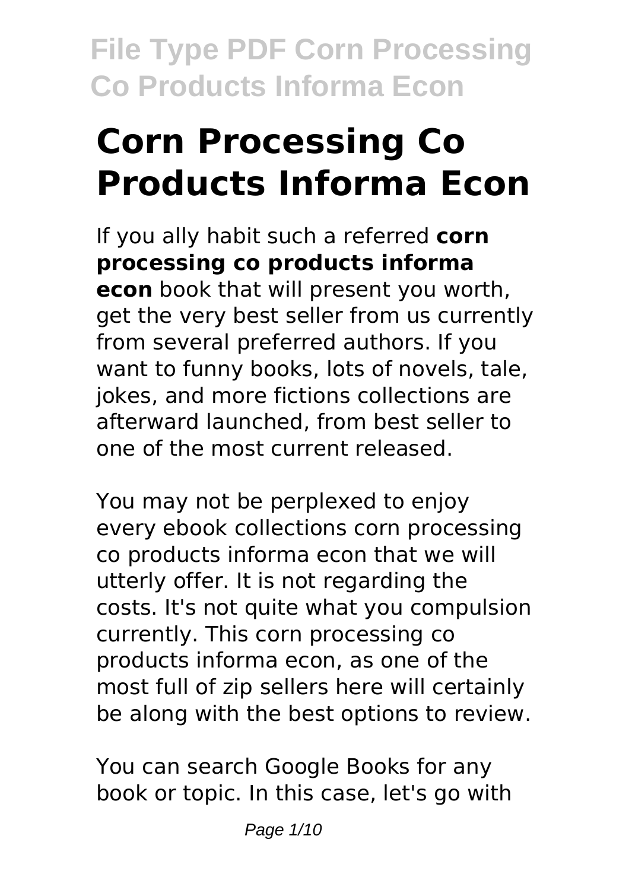# Corn Processing Co Products Informa Econ

If you ally habit such a referred **corn processing co products informa econ** book that will present you worth, get the very best seller from us currently from several preferred authors. If you want to funny books, lots of novels, tale, jokes, and more fictions collections are afterward launched, from best seller to one of the most current released.

You may not be perplexed to enjoy every ebook collections corn processing co products informa econ that we will utterly offer. It is not regarding the costs. It's not quite what you compulsion currently. This corn processing co products informa econ, as one of the most full of zip sellers here will certainly be along with the best options to review.

You can search Google Books for any book or topic. In this case, let's go with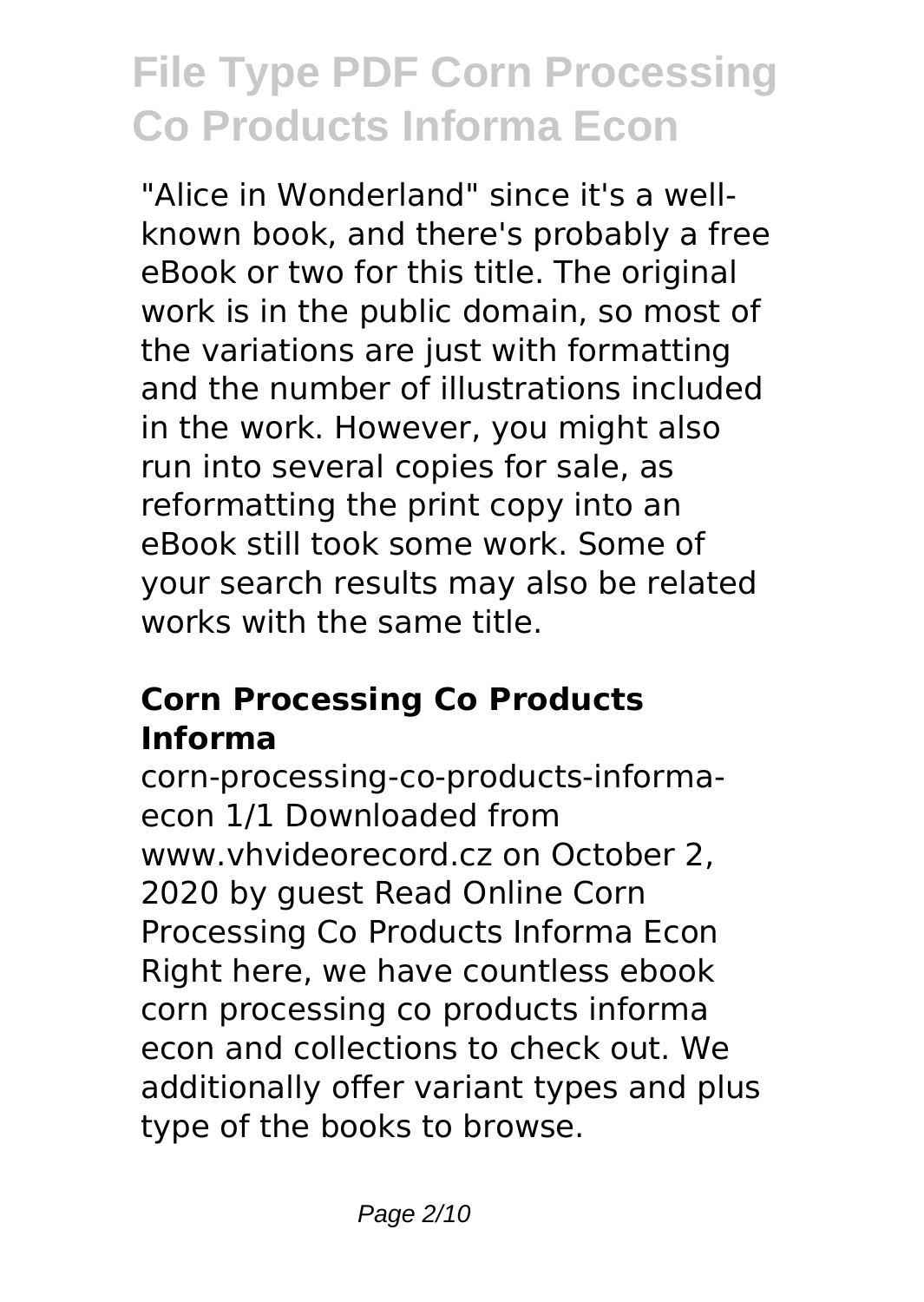"Alice in Wonderland" since it's a well-known book, and there's probably a free eBook or two for this title. The original work is in the public domain, so most of the variations are just with formatting and the number of illustrations included in the work. However, you might also run into several copies for sale, as reformatting the print copy into an eBook still took some work. Some of your search results may also be related works with the same title.

### Corn Processing Co Products Informa

corn-processing-co-products-informa-econ 1/1 Downloaded from www.vhvideorecord.cz on October 2, 2020 by guest Read Online Corn Processing Co Products Informa Econ Right here, we have countless ebook corn processing co products informa econ and collections to check out. We additionally offer variant types and plus type of the books to browse.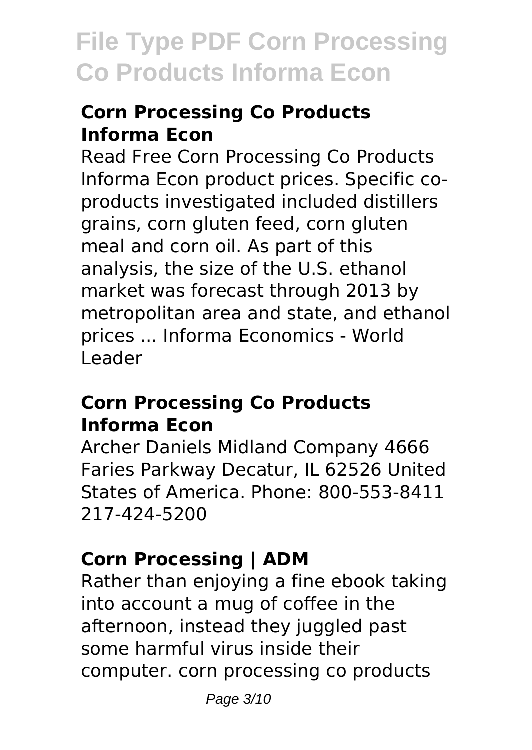## Corn Processing Co Products Informa Econ

Read Free Corn Processing Co Products Informa Econ product prices. Specific co-products investigated included distillers grains, corn gluten feed, corn gluten meal and corn oil. As part of this analysis, the size of the U.S. ethanol market was forecast through 2013 by metropolitan area and state, and ethanol prices ... Informa Economics - World Leader

## Corn Processing Co Products Informa Econ

Archer Daniels Midland Company 4666 Faries Parkway Decatur, IL 62526 United States of America. Phone: 800-553-8411 217-424-5200

## Corn Processing | ADM

Rather than enjoying a fine ebook taking into account a mug of coffee in the afternoon, instead they juggled past some harmful virus inside their computer. corn processing co products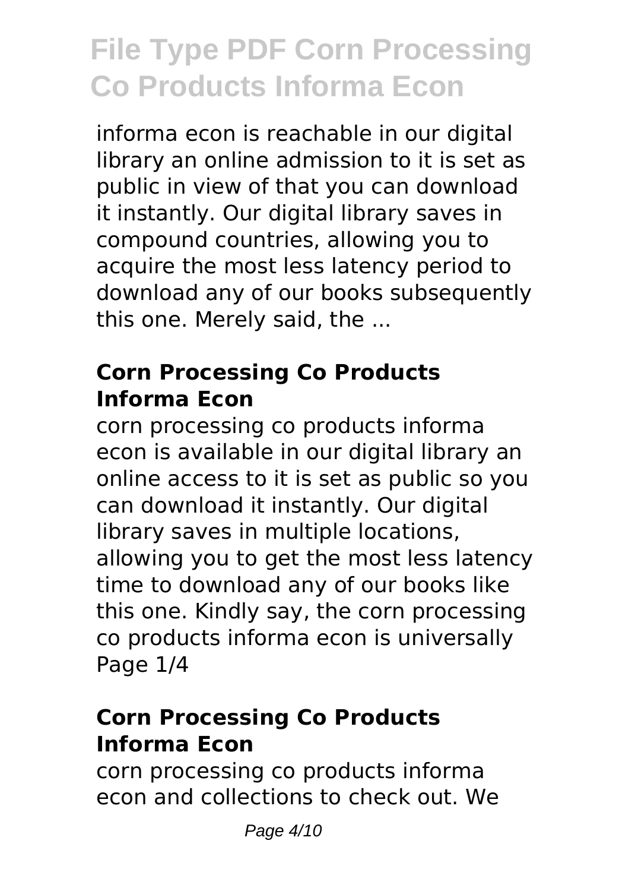informa econ is reachable in our digital library an online admission to it is set as public in view of that you can download it instantly. Our digital library saves in compound countries, allowing you to acquire the most less latency period to download any of our books subsequently this one. Merely said, the ...

### Corn Processing Co Products Informa Econ

corn processing co products informa econ is available in our digital library an online access to it is set as public so you can download it instantly. Our digital library saves in multiple locations, allowing you to get the most less latency time to download any of our books like this one. Kindly say, the corn processing co products informa econ is universally Page 1/4

### Corn Processing Co Products Informa Econ

corn processing co products informa econ and collections to check out. We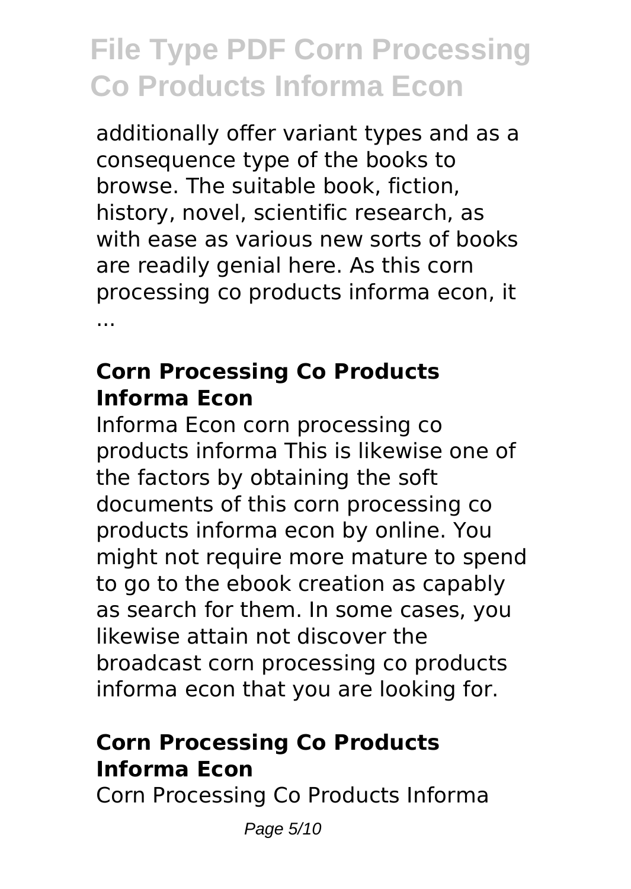additionally offer variant types and as a consequence type of the books to browse. The suitable book, fiction, history, novel, scientific research, as with ease as various new sorts of books are readily genial here. As this corn processing co products informa econ, it ...

## Corn Processing Co Products Informa Econ

Informa Econ corn processing co products informa This is likewise one of the factors by obtaining the soft documents of this corn processing co products informa econ by online. You might not require more mature to spend to go to the ebook creation as capably as search for them. In some cases, you likewise attain not discover the broadcast corn processing co products informa econ that you are looking for.

## Corn Processing Co Products Informa Econ

Corn Processing Co Products Informa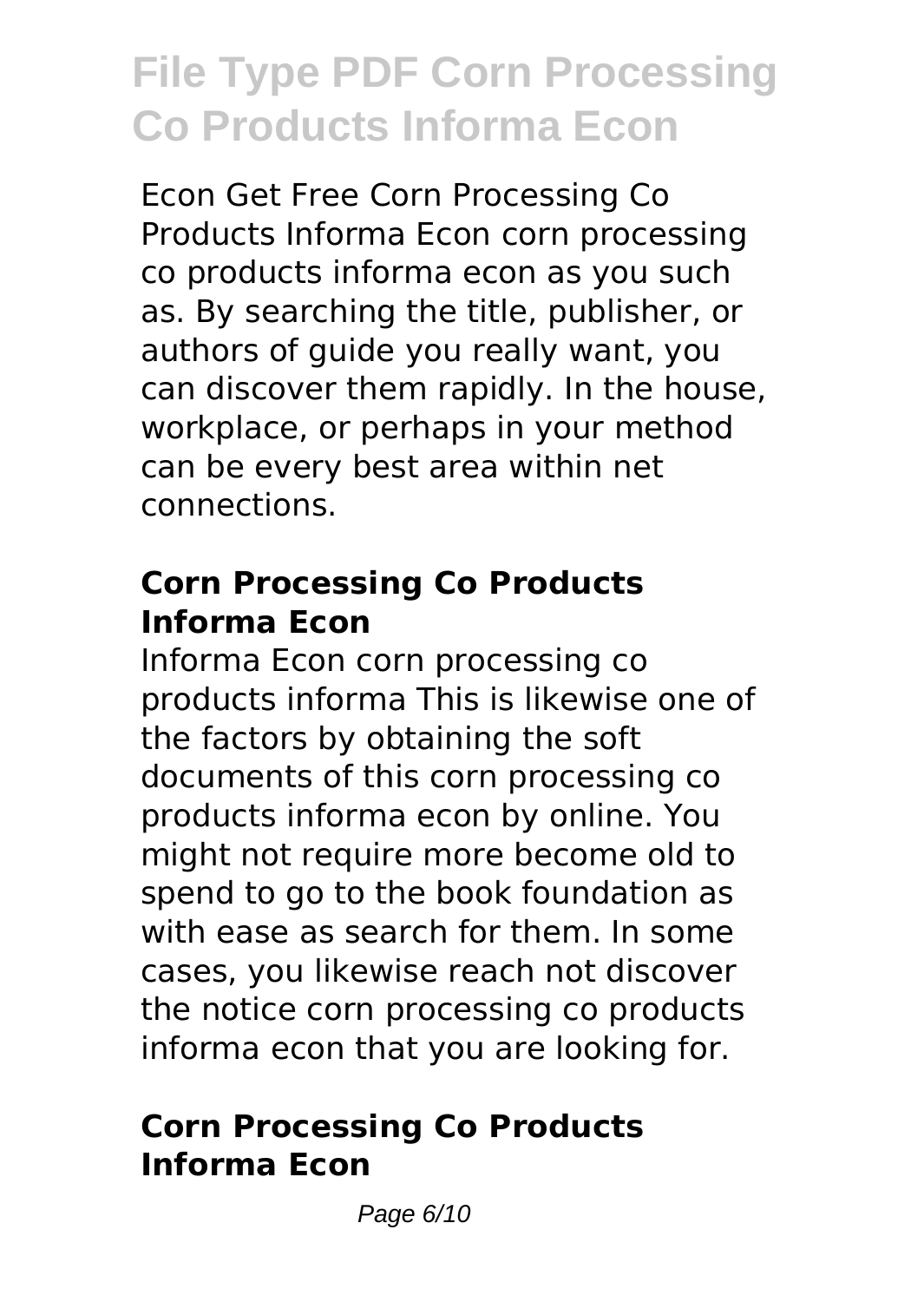Econ Get Free Corn Processing Co Products Informa Econ corn processing co products informa econ as you such as. By searching the title, publisher, or authors of guide you really want, you can discover them rapidly. In the house, workplace, or perhaps in your method can be every best area within net connections.

## Corn Processing Co Products Informa Econ

Informa Econ corn processing co products informa This is likewise one of the factors by obtaining the soft documents of this corn processing co products informa econ by online. You might not require more become old to spend to go to the book foundation as with ease as search for them. In some cases, you likewise reach not discover the notice corn processing co products informa econ that you are looking for.

## Corn Processing Co Products Informa Econ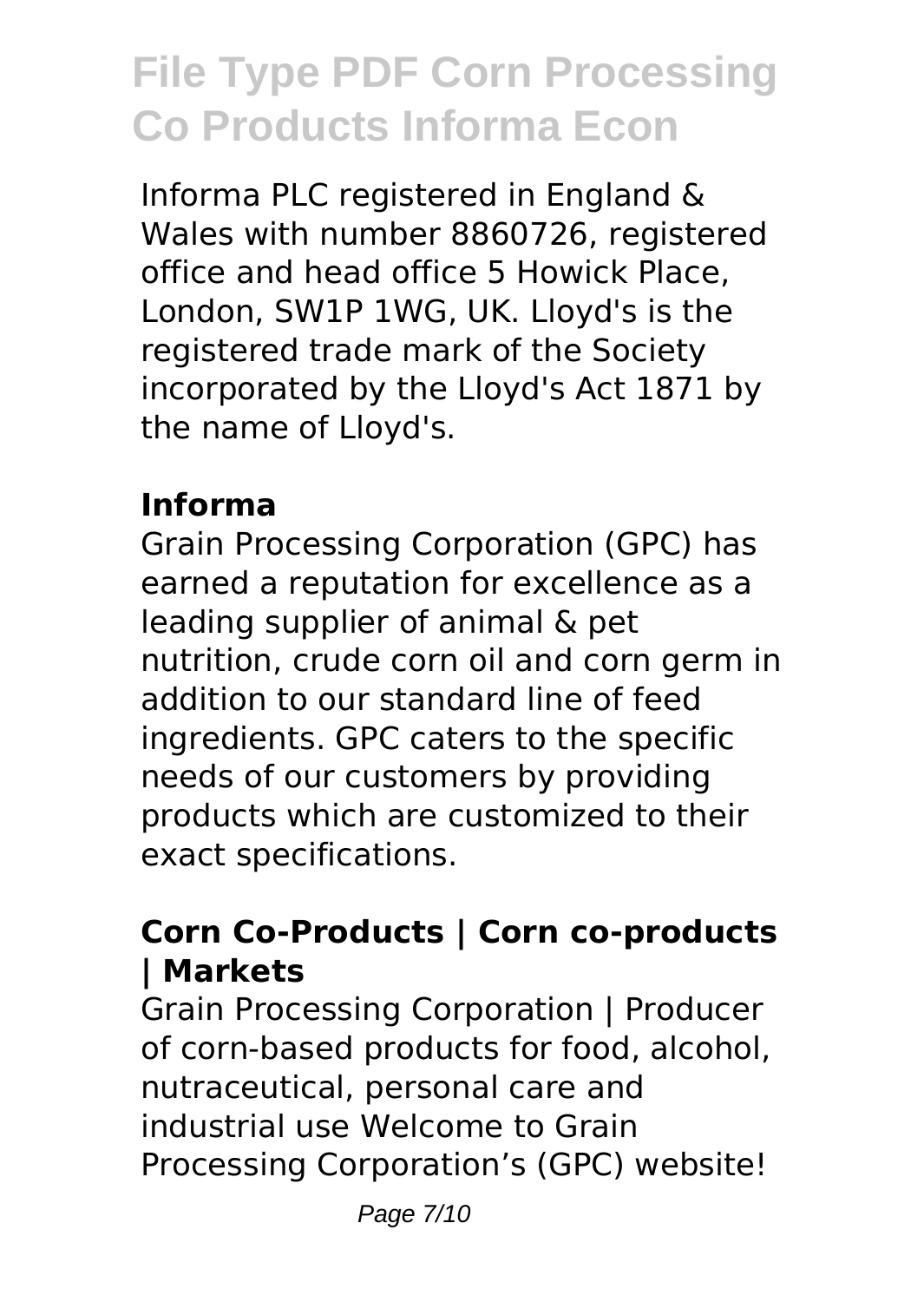Informa PLC registered in England & Wales with number 8860726, registered office and head office 5 Howick Place, London, SW1P 1WG, UK. Lloyd's is the registered trade mark of the Society incorporated by the Lloyd's Act 1871 by the name of Lloyd's.

**Informa**

Grain Processing Corporation (GPC) has earned a reputation for excellence as a leading supplier of animal & pet nutrition, crude corn oil and corn germ in addition to our standard line of feed ingredients. GPC caters to the specific needs of our customers by providing products which are customized to their exact specifications.

**Corn Co-Products | Corn co-products | Markets**

Grain Processing Corporation | Producer of corn-based products for food, alcohol, nutraceutical, personal care and industrial use Welcome to Grain Processing Corporation's (GPC) website!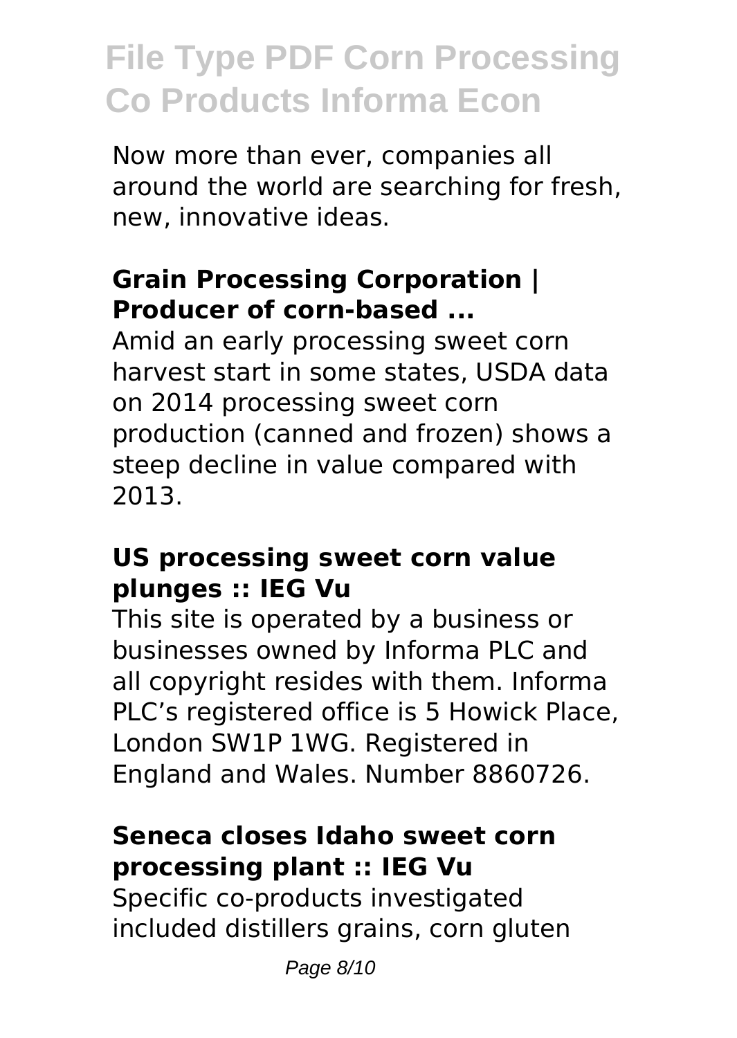Now more than ever, companies all around the world are searching for fresh, new, innovative ideas.

### Grain Processing Corporation | Producer of corn-based ...

Amid an early processing sweet corn harvest start in some states, USDA data on 2014 processing sweet corn production (canned and frozen) shows a steep decline in value compared with 2013.

### US processing sweet corn value plunges :: IEG Vu

This site is operated by a business or businesses owned by Informa PLC and all copyright resides with them. Informa PLC's registered office is 5 Howick Place, London SW1P 1WG. Registered in England and Wales. Number 8860726.

### Seneca closes Idaho sweet corn processing plant :: IEG Vu

Specific co-products investigated included distillers grains, corn gluten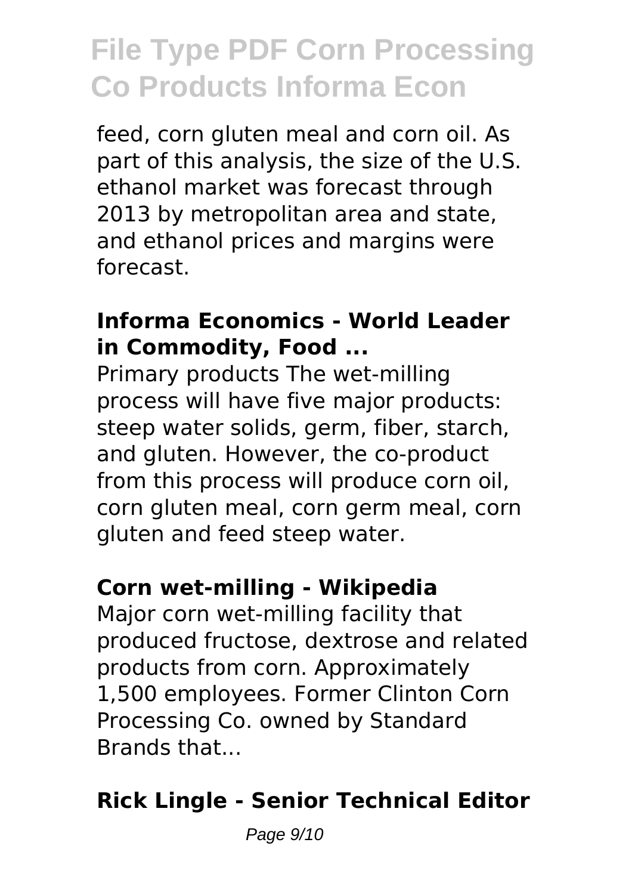feed, corn gluten meal and corn oil. As part of this analysis, the size of the U.S. ethanol market was forecast through 2013 by metropolitan area and state, and ethanol prices and margins were forecast.

**Informa Economics - World Leader in Commodity, Food ...**

Primary products The wet-milling process will have five major products: steep water solids, germ, fiber, starch, and gluten. However, the co-product from this process will produce corn oil, corn gluten meal, corn germ meal, corn gluten and feed steep water.

**Corn wet-milling - Wikipedia**

Major corn wet-milling facility that produced fructose, dextrose and related products from corn. Approximately 1,500 employees. Former Clinton Corn Processing Co. owned by Standard Brands that...

**Rick Lingle - Senior Technical Editor**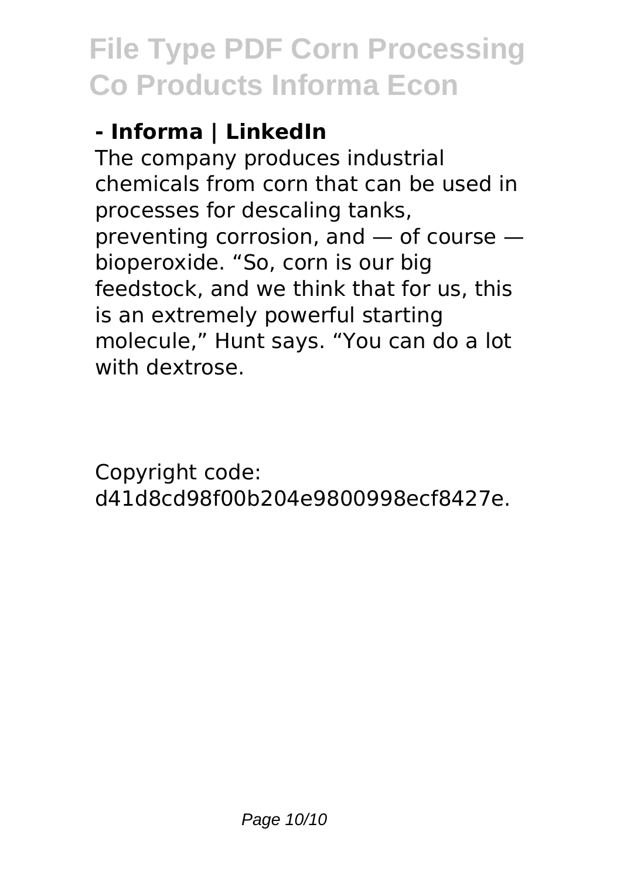**- Informa | LinkedIn**

The company produces industrial chemicals from corn that can be used in processes for descaling tanks, preventing corrosion, and — of course — bioperoxide. "So, corn is our big feedstock, and we think that for us, this is an extremely powerful starting molecule," Hunt says. "You can do a lot with dextrose.

Copyright code: d41d8cd98f00b204e9800998ecf8427e.